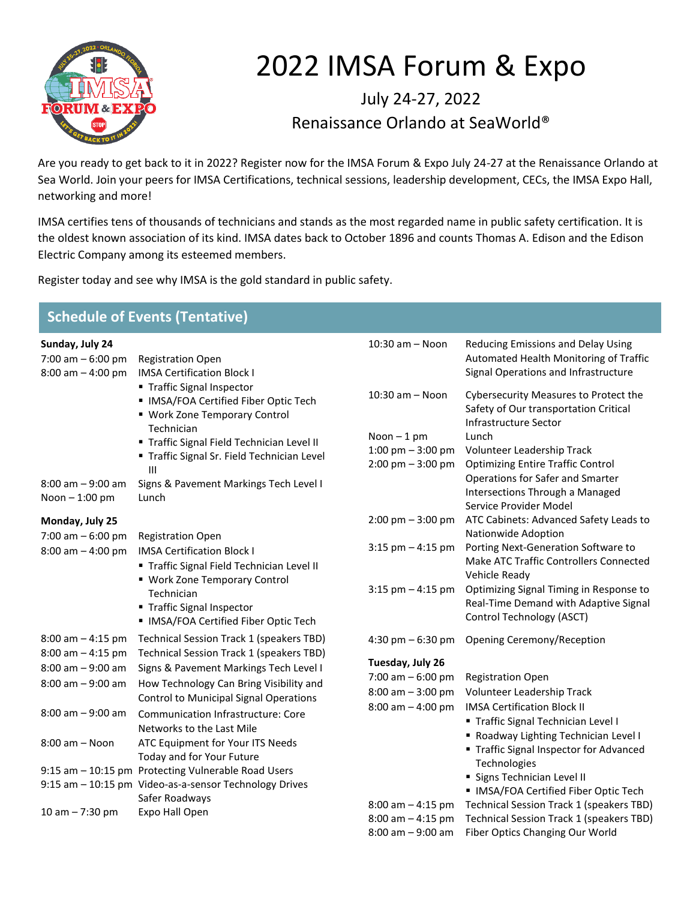# 2022 IMSA Forum & Expo

July 24-27, 2022

Renaissance Orlando at SeaWorld®

Are you ready to get back to it in 2022? Register now for the IMSA Forum & Expo July 24-27 at the Renaissance Orlando at Sea World. Join your peers for IMSA Certifications, technical sessions, leadership development, CECs, the IMSA Expo Hall, networking and more!

IMSA certifies tens of thousands of technicians and stands as the most regarded name in public safety certification. It is the oldest known association of its kind. IMSA dates back to October 1896 and counts Thomas A. Edison and the Edison Electric Company among its esteemed members.

Register today and see why IMSA is the gold standard in public safety.

## Schedule of Events (Tentative)

**Sunday, July 24**

| | |
|---|---|
| 7:00 am – 6:00 pm | Registration Open |
| 8:00 am – 4:00 pm | IMSA Certification Block I<br>▪ Traffic Signal Inspector<br>▪ IMSA/FOA Certified Fiber Optic Tech<br>▪ Work Zone Temporary Control Technician<br>▪ Traffic Signal Field Technician Level II<br>▪ Traffic Signal Sr. Field Technician Level III |
| 8:00 am – 9:00 am | Signs & Pavement Markings Tech Level I |
| Noon – 1:00 pm | Lunch |

**Monday, July 25**

| | |
|---|---|
| 7:00 am – 6:00 pm | Registration Open |
| 8:00 am – 4:00 pm | IMSA Certification Block I<br>▪ Traffic Signal Field Technician Level II<br>▪ Work Zone Temporary Control Technician<br>▪ Traffic Signal Inspector<br>▪ IMSA/FOA Certified Fiber Optic Tech |
| 8:00 am – 4:15 pm | Technical Session Track 1 (speakers TBD) |
| 8:00 am – 4:15 pm | Technical Session Track 1 (speakers TBD) |
| 8:00 am – 9:00 am | Signs & Pavement Markings Tech Level I |
| 8:00 am – 9:00 am | How Technology Can Bring Visibility and Control to Municipal Signal Operations |
| 8:00 am – 9:00 am | Communication Infrastructure: Core Networks to the Last Mile |
| 8:00 am – Noon | ATC Equipment for Your ITS Needs Today and for Your Future |
| 9:15 am – 10:15 pm | Protecting Vulnerable Road Users |
| 9:15 am – 10:15 pm | Video-as-a-sensor Technology Drives Safer Roadways |
| 10 am – 7:30 pm | Expo Hall Open |
| 10:30 am – Noon | Reducing Emissions and Delay Using Automated Health Monitoring of Traffic Signal Operations and Infrastructure |
| 10:30 am – Noon | Cybersecurity Measures to Protect the Safety of Our transportation Critical Infrastructure Sector |
| Noon – 1 pm | Lunch |
| 1:00 pm – 3:00 pm | Volunteer Leadership Track |
| 2:00 pm – 3:00 pm | Optimizing Entire Traffic Control Operations for Safer and Smarter Intersections Through a Managed Service Provider Model |
| 2:00 pm – 3:00 pm | ATC Cabinets: Advanced Safety Leads to Nationwide Adoption |
| 3:15 pm – 4:15 pm | Porting Next-Generation Software to Make ATC Traffic Controllers Connected Vehicle Ready |
| 3:15 pm – 4:15 pm | Optimizing Signal Timing in Response to Real-Time Demand with Adaptive Signal Control Technology (ASCT) |
| 4:30 pm – 6:30 pm | Opening Ceremony/Reception |

**Tuesday, July 26**

| | |
|---|---|
| 7:00 am – 6:00 pm | Registration Open |
| 8:00 am – 3:00 pm | Volunteer Leadership Track |
| 8:00 am – 4:00 pm | IMSA Certification Block II<br>▪ Traffic Signal Technician Level I<br>▪ Roadway Lighting Technician Level I<br>▪ Traffic Signal Inspector for Advanced Technologies<br>▪ Signs Technician Level II<br>▪ IMSA/FOA Certified Fiber Optic Tech |
| 8:00 am – 4:15 pm | Technical Session Track 1 (speakers TBD) |
| 8:00 am – 4:15 pm | Technical Session Track 1 (speakers TBD) |
| 8:00 am – 9:00 am | Fiber Optics Changing Our World |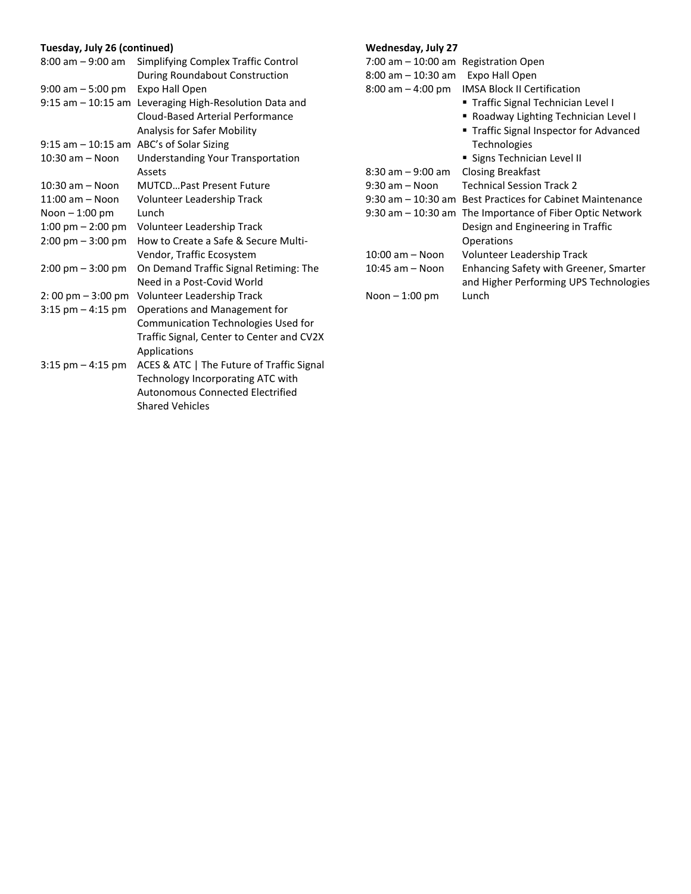**Tuesday, July 26 (continued)**

| | |
|---|---|
| 8:00 am – 9:00 am | Simplifying Complex Traffic Control During Roundabout Construction |
| 9:00 am – 5:00 pm | Expo Hall Open |
| 9:15 am – 10:15 am | Leveraging High-Resolution Data and Cloud-Based Arterial Performance Analysis for Safer Mobility |
| 9:15 am – 10:15 am | ABC's of Solar Sizing |
| 10:30 am – Noon | Understanding Your Transportation Assets |
| 10:30 am – Noon | MUTCD…Past Present Future |
| 11:00 am – Noon | Volunteer Leadership Track |
| Noon – 1:00 pm | Lunch |
| 1:00 pm – 2:00 pm | Volunteer Leadership Track |
| 2:00 pm – 3:00 pm | How to Create a Safe & Secure Multi-Vendor, Traffic Ecosystem |
| 2:00 pm – 3:00 pm | On Demand Traffic Signal Retiming: The Need in a Post-Covid World |
| 2: 00 pm – 3:00 pm | Volunteer Leadership Track |
| 3:15 pm – 4:15 pm | Operations and Management for Communication Technologies Used for Traffic Signal, Center to Center and CV2X Applications |
| 3:15 pm – 4:15 pm | ACES & ATC \| The Future of Traffic Signal Technology Incorporating ATC with Autonomous Connected Electrified Shared Vehicles |

**Wednesday, July 27**

| | |
|---|---|
| 7:00 am – 10:00 am | Registration Open |
| 8:00 am – 10:30 am | Expo Hall Open |
| 8:00 am – 4:00 pm | IMSA Block II Certification<br>▪ Traffic Signal Technician Level I<br>▪ Roadway Lighting Technician Level I<br>▪ Traffic Signal Inspector for Advanced Technologies<br>▪ Signs Technician Level II |
| 8:30 am – 9:00 am | Closing Breakfast |
| 9:30 am – Noon | Technical Session Track 2 |
| 9:30 am – 10:30 am | Best Practices for Cabinet Maintenance |
| 9:30 am – 10:30 am | The Importance of Fiber Optic Network Design and Engineering in Traffic Operations |
| 10:00 am – Noon | Volunteer Leadership Track |
| 10:45 am – Noon | Enhancing Safety with Greener, Smarter and Higher Performing UPS Technologies |
| Noon – 1:00 pm | Lunch |